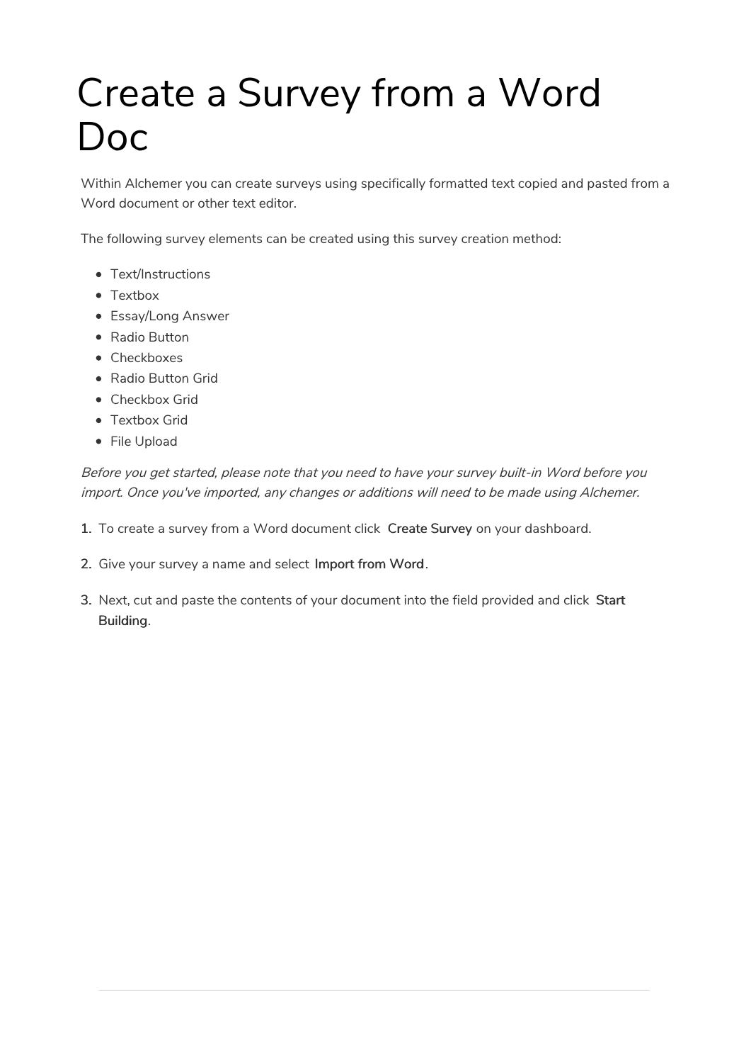# Create a Survey from a Word Doc

Within Alchemer you can create surveys using specifically formatted text copied and pasted from a Word document or other text editor.

The following survey elements can be created using this survey creation method:

- Text/Instructions
- Textbox
- Essay/Long Answer
- Radio Button
- Checkboxes
- Radio Button Grid
- Checkbox Grid
- Textbox Grid
- File Upload

*Before you get started, please note that you need to have your survey built-in Word before you import. Once you've imported, any changes or additions will need to be made using Alchemer.*

1. To create a survey from a Word document click **Create Survey** on your dashboard.
2. Give your survey a name and select **Import from Word**.
3. Next, cut and paste the contents of your document into the field provided and click **Start Building**.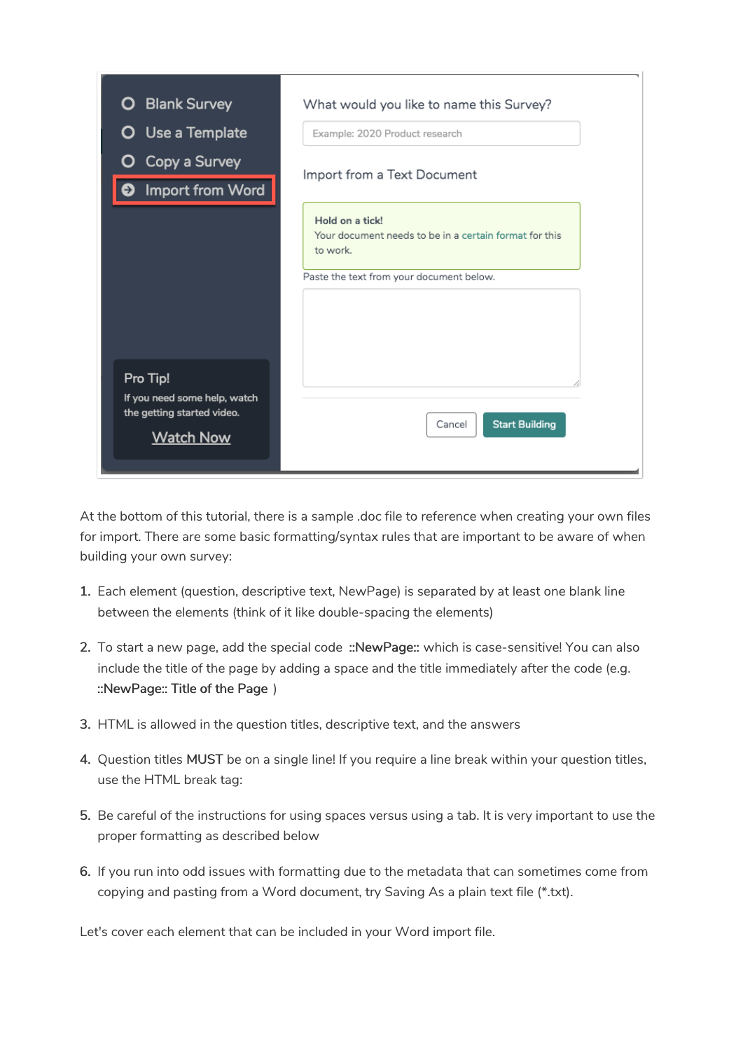At the bottom of this tutorial, there is a sample .doc file to reference when creating your own files for import. There are some basic formatting/syntax rules that are important to be aware of when building your own survey:

1. Each element (question, descriptive text, NewPage) is separated by at least one blank line between the elements (think of it like double-spacing the elements)

2. To start a new page, add the special code ::NewPage:: which is case-sensitive! You can also include the title of the page by adding a space and the title immediately after the code (e.g. ::NewPage:: Title of the Page )

3. HTML is allowed in the question titles, descriptive text, and the answers

4. Question titles MUST be on a single line! If you require a line break within your question titles, use the HTML break tag:

5. Be careful of the instructions for using spaces versus using a tab. It is very important to use the proper formatting as described below

6. If you run into odd issues with formatting due to the metadata that can sometimes come from copying and pasting from a Word document, try Saving As a plain text file (*.txt).

Let's cover each element that can be included in your Word import file.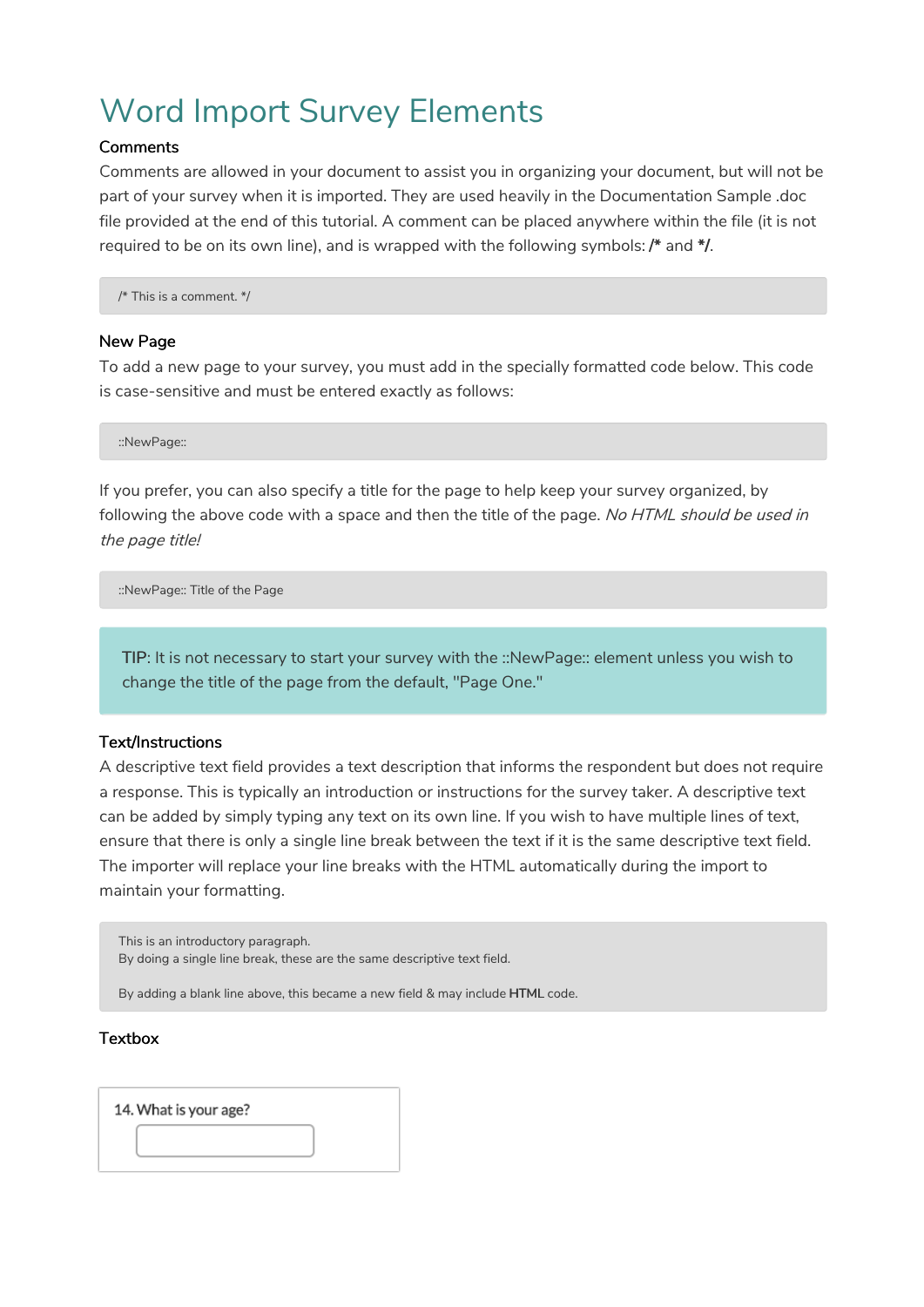# Word Import Survey Elements

### Comments

Comments are allowed in your document to assist you in organizing your document, but will not be part of your survey when it is imported. They are used heavily in the Documentation Sample .doc file provided at the end of this tutorial. A comment can be placed anywhere within the file (it is not required to be on its own line), and is wrapped with the following symbols: **/*** and ***/**.

```
/* This is a comment. */
```

### New Page

To add a new page to your survey, you must add in the specially formatted code below. This code is case-sensitive and must be entered exactly as follows:

```
::NewPage::
```

If you prefer, you can also specify a title for the page to help keep your survey organized, by following the above code with a space and then the title of the page. *No HTML should be used in the page title!*

```
::NewPage:: Title of the Page
```

> TIP: It is not necessary to start your survey with the ::NewPage:: element unless you wish to change the title of the page from the default, "Page One."

### Text/Instructions

A descriptive text field provides a text description that informs the respondent but does not require a response. This is typically an introduction or instructions for the survey taker. A descriptive text can be added by simply typing any text on its own line. If you wish to have multiple lines of text, ensure that there is only a single line break between the text if it is the same descriptive text field. The importer will replace your line breaks with the HTML automatically during the import to maintain your formatting.

```
This is an introductory paragraph.
By doing a single line break, these are the same descriptive text field.

By adding a blank line above, this became a new field & may include HTML code.
```

### Textbox

14. What is your age?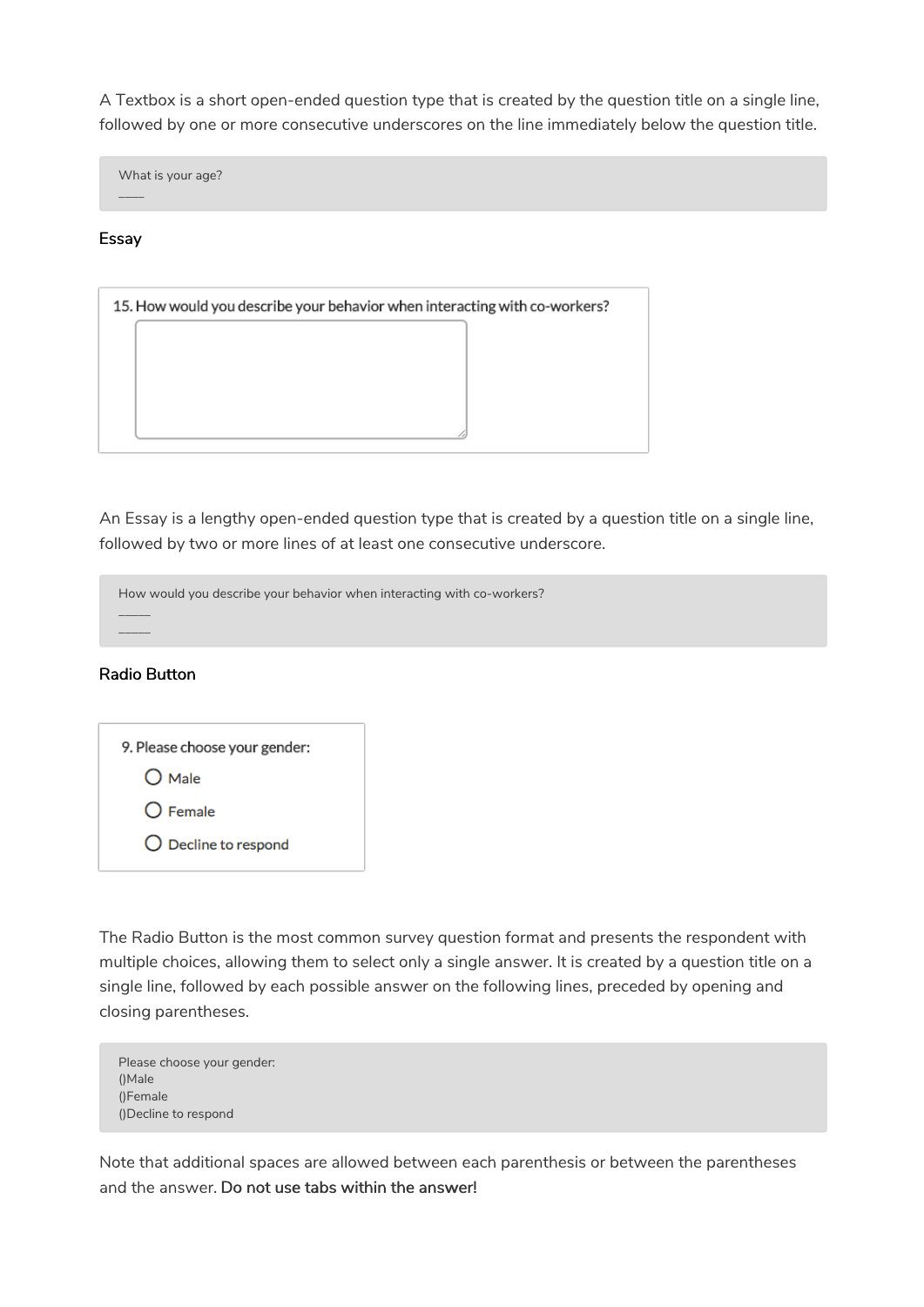A Textbox is a short open-ended question type that is created by the question title on a single line, followed by one or more consecutive underscores on the line immediately below the question title.

```
What is your age?
_____
```

### Essay

15. How would you describe your behavior when interacting with co-workers?

An Essay is a lengthy open-ended question type that is created by a question title on a single line, followed by two or more lines of at least one consecutive underscore.

```
How would you describe your behavior when interacting with co-workers?
______
______
```

### Radio Button

9. Please choose your gender:

- Male
- Female
- Decline to respond

The Radio Button is the most common survey question format and presents the respondent with multiple choices, allowing them to select only a single answer. It is created by a question title on a single line, followed by each possible answer on the following lines, preceded by opening and closing parentheses.

```
Please choose your gender:
()Male
()Female
()Decline to respond
```

Note that additional spaces are allowed between each parenthesis or between the parentheses and the answer. **Do not use tabs within the answer!**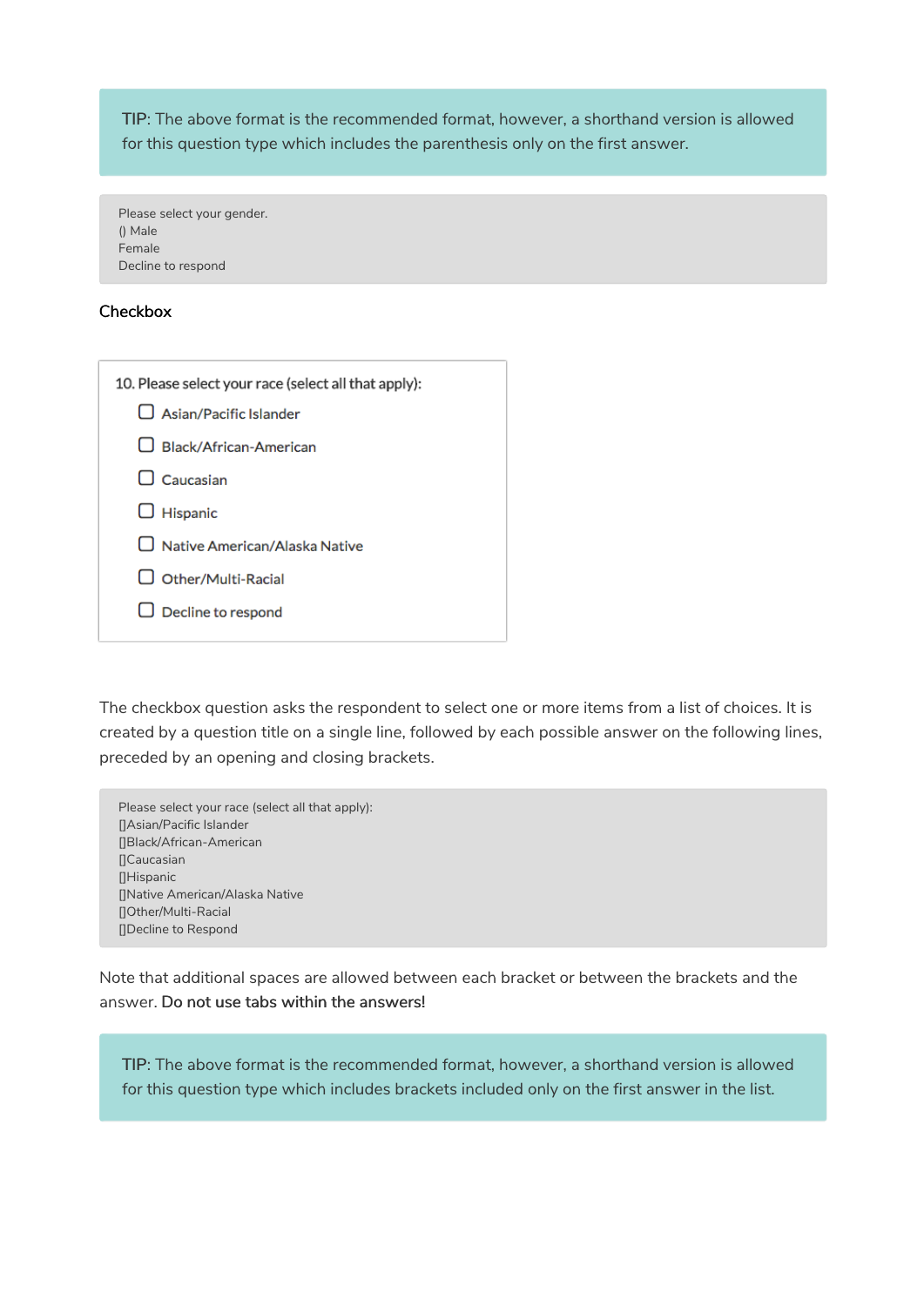TIP: The above format is the recommended format, however, a shorthand version is allowed for this question type which includes the parenthesis only on the first answer.

```
Please select your gender.
() Male
Female
Decline to respond
```

### Checkbox

10. Please select your race (select all that apply):

- ☐ Asian/Pacific Islander
- ☐ Black/African-American
- ☐ Caucasian
- ☐ Hispanic
- ☐ Native American/Alaska Native
- ☐ Other/Multi-Racial
- ☐ Decline to respond

The checkbox question asks the respondent to select one or more items from a list of choices. It is created by a question title on a single line, followed by each possible answer on the following lines, preceded by an opening and closing brackets.

```
Please select your race (select all that apply):
[]Asian/Pacific Islander
[]Black/African-American
[]Caucasian
[]Hispanic
[]Native American/Alaska Native
[]Other/Multi-Racial
[]Decline to Respond
```

Note that additional spaces are allowed between each bracket or between the brackets and the answer. **Do not use tabs within the answers!**

TIP: The above format is the recommended format, however, a shorthand version is allowed for this question type which includes brackets included only on the first answer in the list.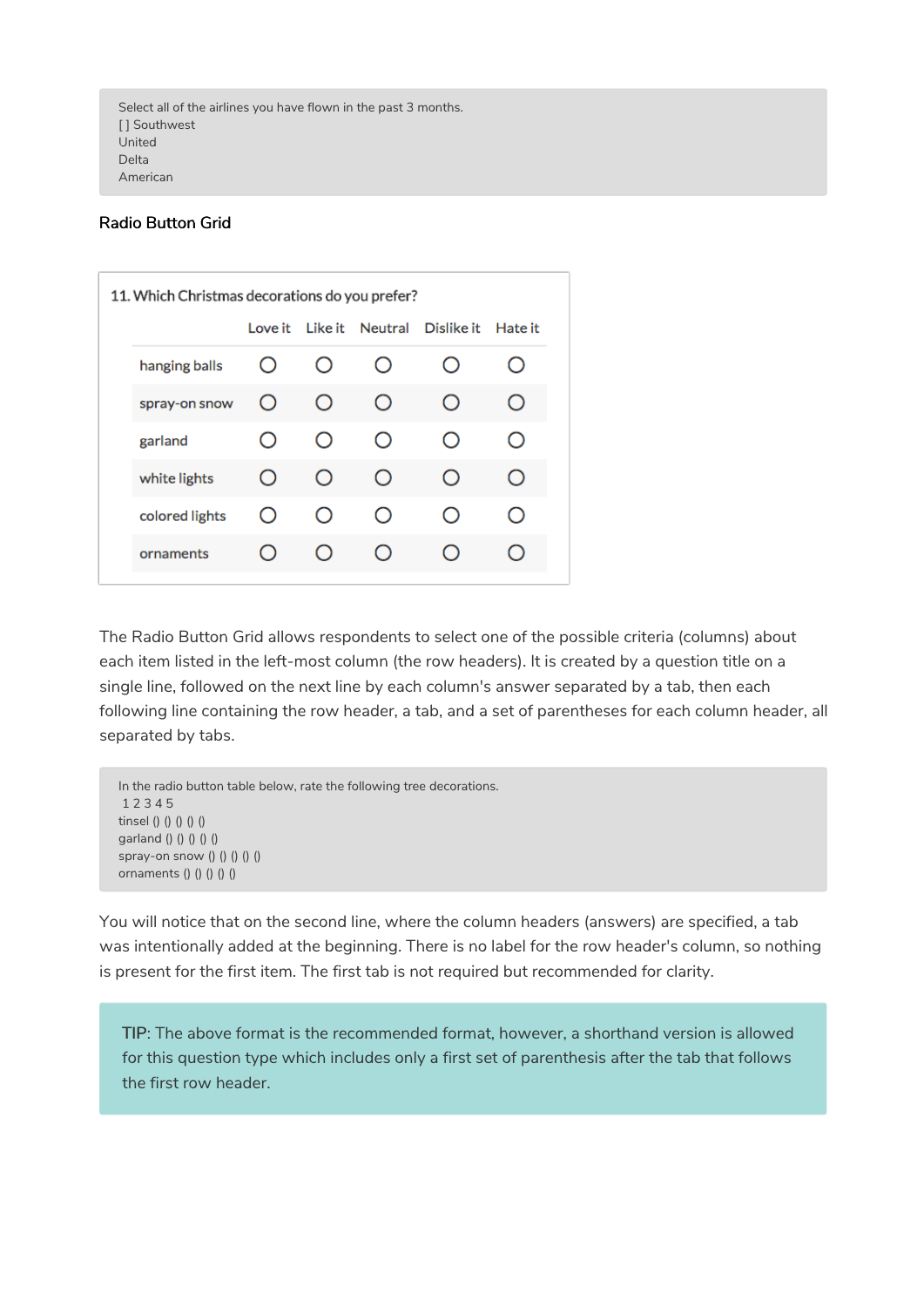```
Select all of the airlines you have flown in the past 3 months.
[] Southwest
United
Delta
American
```

## Radio Button Grid

**11. Which Christmas decorations do you prefer?**

| | Love it | Like it | Neutral | Dislike it | Hate it |
|---|---|---|---|---|---|
| hanging balls | ○ | ○ | ○ | ○ | ○ |
| spray-on snow | ○ | ○ | ○ | ○ | ○ |
| garland | ○ | ○ | ○ | ○ | ○ |
| white lights | ○ | ○ | ○ | ○ | ○ |
| colored lights | ○ | ○ | ○ | ○ | ○ |
| ornaments | ○ | ○ | ○ | ○ | ○ |

The Radio Button Grid allows respondents to select one of the possible criteria (columns) about each item listed in the left-most column (the row headers). It is created by a question title on a single line, followed on the next line by each column's answer separated by a tab, then each following line containing the row header, a tab, and a set of parentheses for each column header, all separated by tabs.

```
In the radio button table below, rate the following tree decorations.
 1 2 3 4 5
tinsel () () () () ()
garland () () () () ()
spray-on snow () () () () ()
ornaments () () () () ()
```

You will notice that on the second line, where the column headers (answers) are specified, a tab was intentionally added at the beginning. There is no label for the row header's column, so nothing is present for the first item. The first tab is not required but recommended for clarity.

> TIP: The above format is the recommended format, however, a shorthand version is allowed for this question type which includes only a first set of parenthesis after the tab that follows the first row header.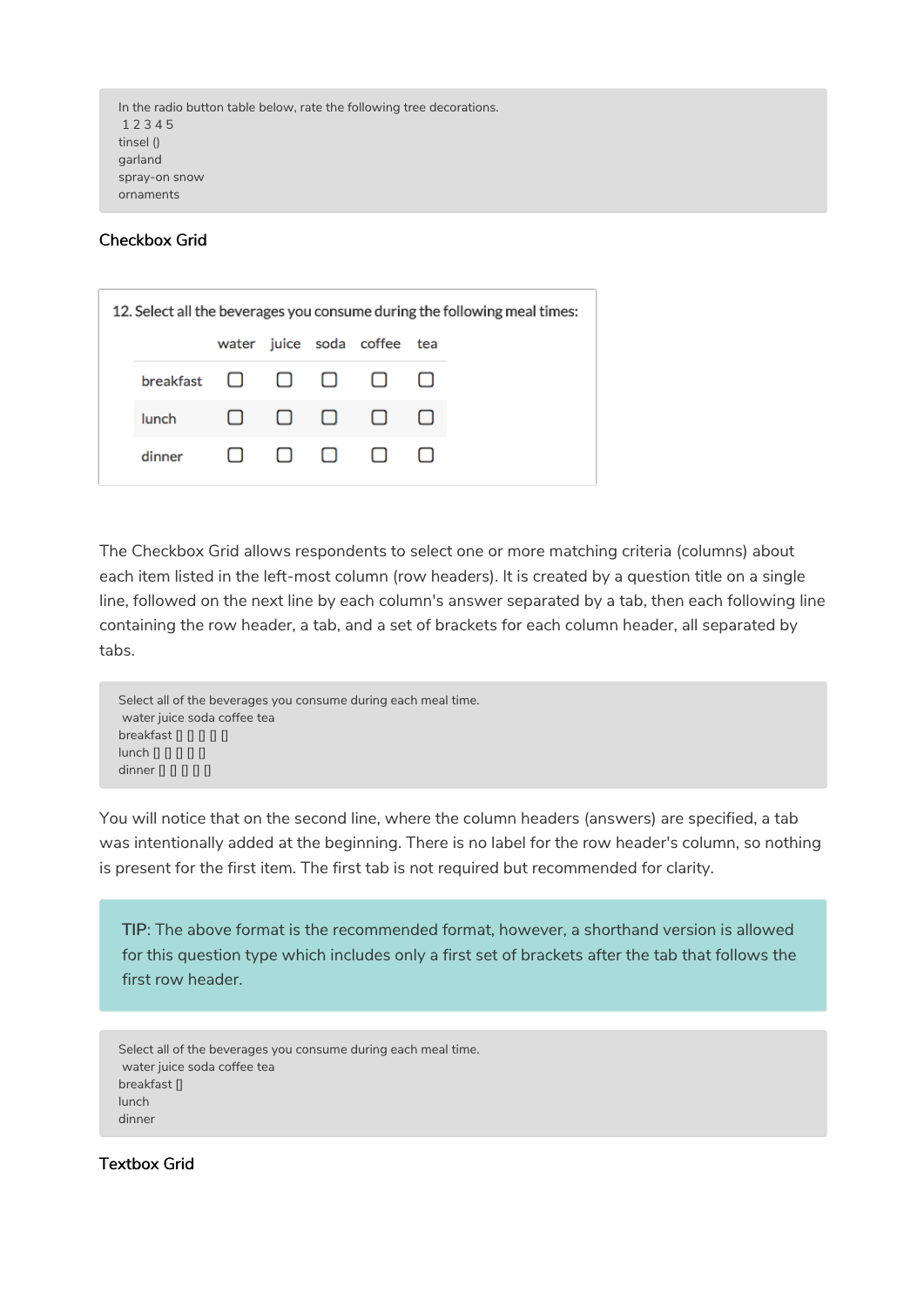```
In the radio button table below, rate the following tree decorations.
 1 2 3 4 5
tinsel ()
garland
spray-on snow
ornaments
```

### Checkbox Grid

12. Select all the beverages you consume during the following meal times:

| | water | juice | soda | coffee | tea |
|---|---|---|---|---|---|
| breakfast | ☐ | ☐ | ☐ | ☐ | ☐ |
| lunch | ☐ | ☐ | ☐ | ☐ | ☐ |
| dinner | ☐ | ☐ | ☐ | ☐ | ☐ |

The Checkbox Grid allows respondents to select one or more matching criteria (columns) about each item listed in the left-most column (row headers). It is created by a question title on a single line, followed on the next line by each column's answer separated by a tab, then each following line containing the row header, a tab, and a set of brackets for each column header, all separated by tabs.

```
Select all of the beverages you consume during each meal time.
 water juice soda coffee tea
breakfast [] [] [] [] []
lunch [] [] [] [] []
dinner [] [] [] [] []
```

You will notice that on the second line, where the column headers (answers) are specified, a tab was intentionally added at the beginning. There is no label for the row header's column, so nothing is present for the first item. The first tab is not required but recommended for clarity.

> TIP: The above format is the recommended format, however, a shorthand version is allowed for this question type which includes only a first set of brackets after the tab that follows the first row header.

```
Select all of the beverages you consume during each meal time.
 water juice soda coffee tea
breakfast []
lunch
dinner
```

### Textbox Grid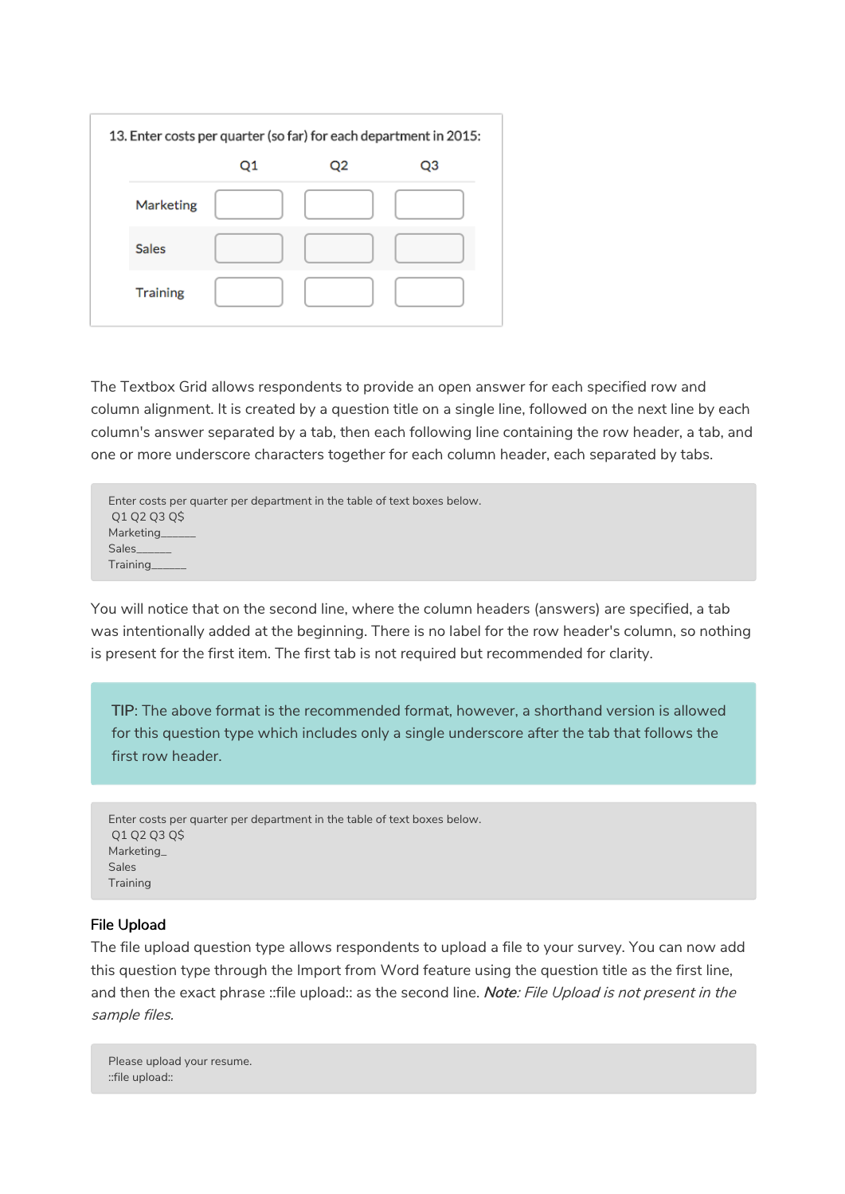| 13. Enter costs per quarter (so far) for each department in 2015: | | | |
|---|---|---|---|
| | Q1 | Q2 | Q3 |
| Marketing | | | |
| Sales | | | |
| Training | | | |

The Textbox Grid allows respondents to provide an open answer for each specified row and column alignment. It is created by a question title on a single line, followed on the next line by each column's answer separated by a tab, then each following line containing the row header, a tab, and one or more underscore characters together for each column header, each separated by tabs.

```
Enter costs per quarter per department in the table of text boxes below.
 Q1 Q2 Q3 Q$
Marketing______
Sales______
Training______
```

You will notice that on the second line, where the column headers (answers) are specified, a tab was intentionally added at the beginning. There is no label for the row header's column, so nothing is present for the first item. The first tab is not required but recommended for clarity.

> TIP: The above format is the recommended format, however, a shorthand version is allowed for this question type which includes only a single underscore after the tab that follows the first row header.

```
Enter costs per quarter per department in the table of text boxes below.
 Q1 Q2 Q3 Q$
Marketing_
Sales
Training
```

### File Upload

The file upload question type allows respondents to upload a file to your survey. You can now add this question type through the Import from Word feature using the question title as the first line, and then the exact phrase ::file upload:: as the second line. *Note: File Upload is not present in the sample files.*

```
Please upload your resume.
::file upload::
```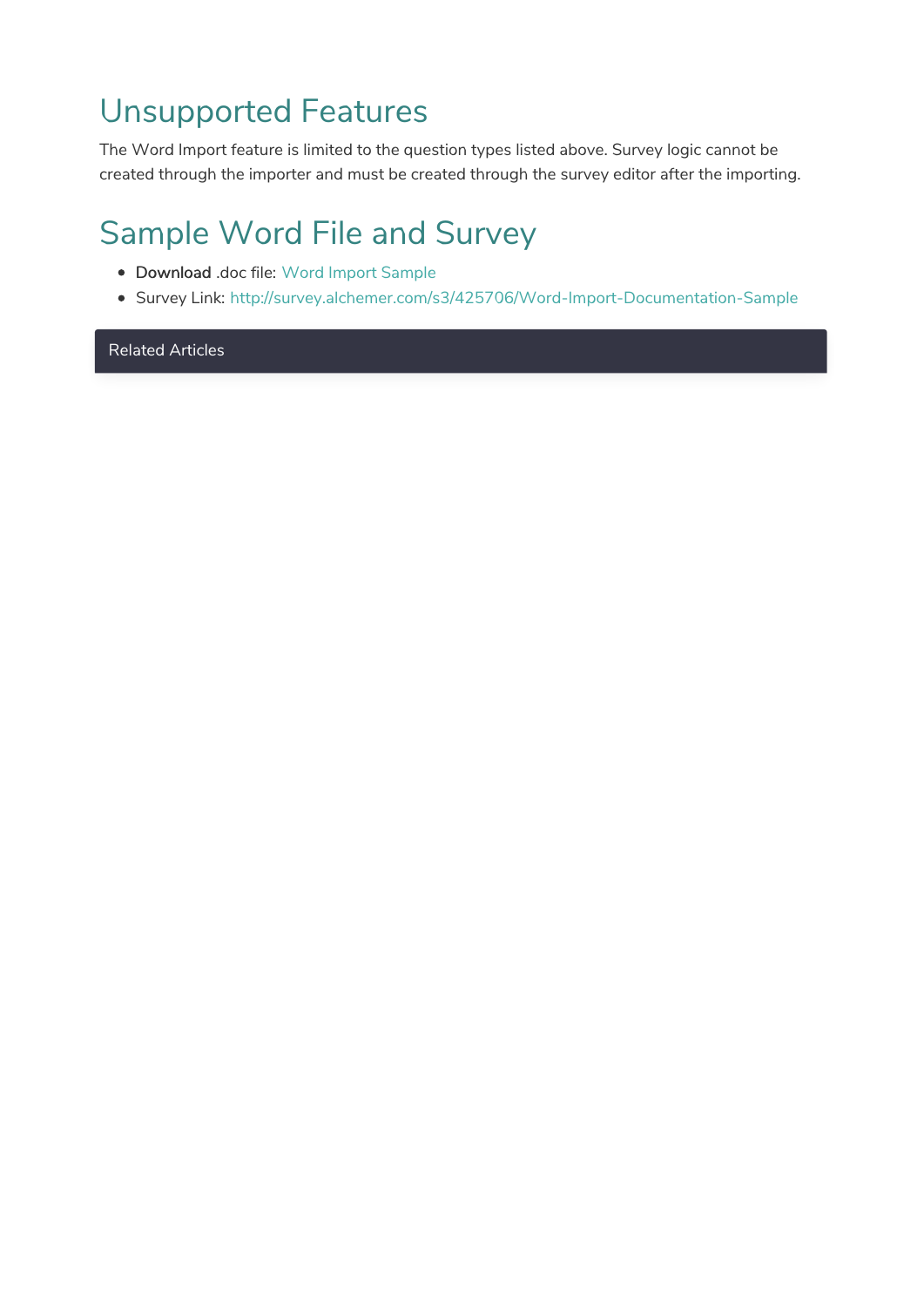## Unsupported Features

The Word Import feature is limited to the question types listed above. Survey logic cannot be created through the importer and must be created through the survey editor after the importing.

## Sample Word File and Survey

- **Download** .doc file: Word Import Sample
- Survey Link: http://survey.alchemer.com/s3/425706/Word-Import-Documentation-Sample

Related Articles